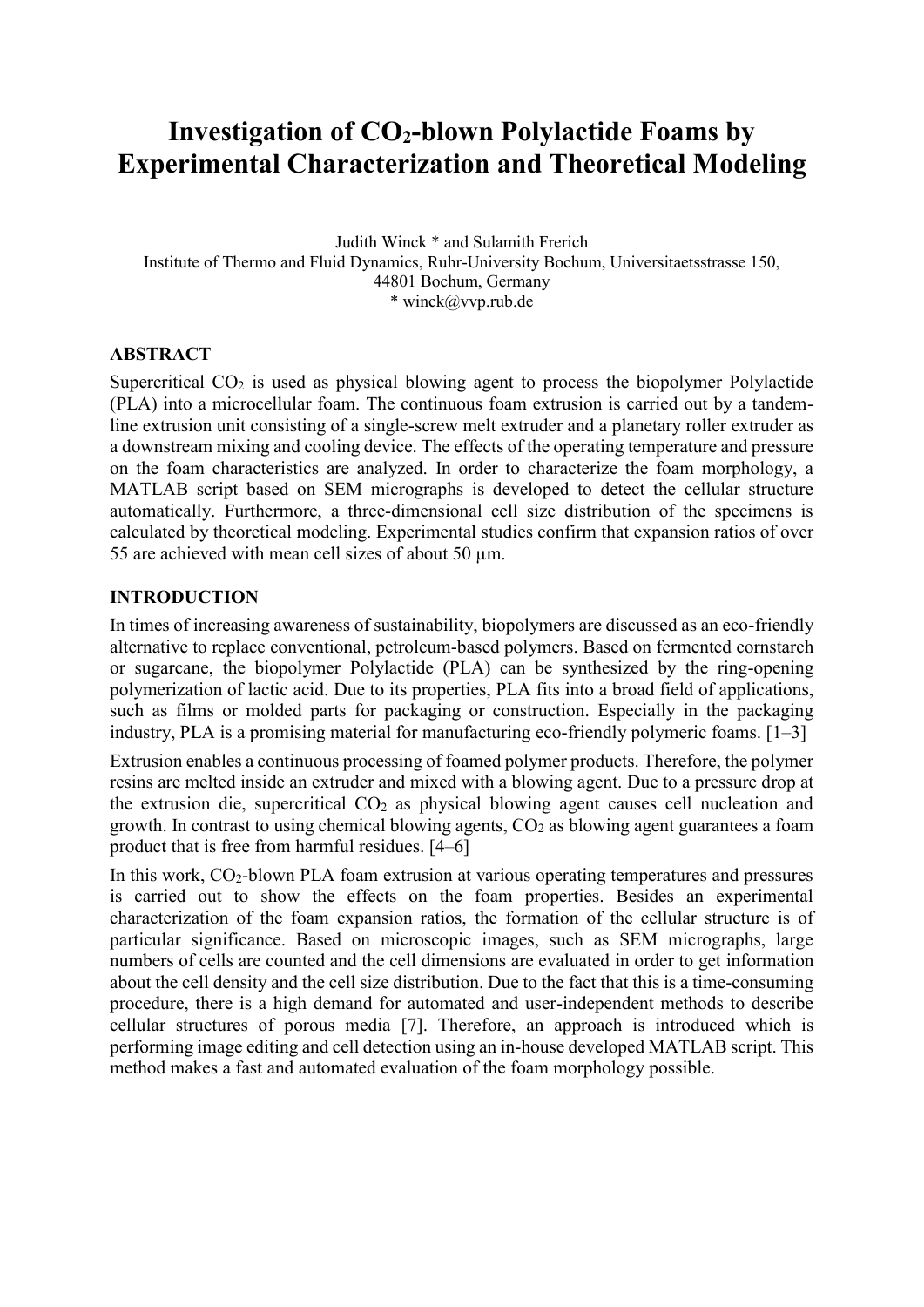# Investigation of $CO_2$-blown Polylactide Foams by Experimental Characterization and Theoretical Modeling

Judith Winck * and Sulamith Frerich

Institute of Thermo and Fluid Dynamics, Ruhr-University Bochum, Universitaetsstrasse 150, 44801 Bochum, Germany

* winck@vvp.rub.de

## ABSTRACT

Supercritical $CO_2$ is used as physical blowing agent to process the biopolymer Polylactide (PLA) into a microcellular foam. The continuous foam extrusion is carried out by a tandem-line extrusion unit consisting of a single-screw melt extruder and a planetary roller extruder as a downstream mixing and cooling device. The effects of the operating temperature and pressure on the foam characteristics are analyzed. In order to characterize the foam morphology, a MATLAB script based on SEM micrographs is developed to detect the cellular structure automatically. Furthermore, a three-dimensional cell size distribution of the specimens is calculated by theoretical modeling. Experimental studies confirm that expansion ratios of over 55 are achieved with mean cell sizes of about 50 μm.

## INTRODUCTION

In times of increasing awareness of sustainability, biopolymers are discussed as an eco-friendly alternative to replace conventional, petroleum-based polymers. Based on fermented cornstarch or sugarcane, the biopolymer Polylactide (PLA) can be synthesized by the ring-opening polymerization of lactic acid. Due to its properties, PLA fits into a broad field of applications, such as films or molded parts for packaging or construction. Especially in the packaging industry, PLA is a promising material for manufacturing eco-friendly polymeric foams. [1–3]

Extrusion enables a continuous processing of foamed polymer products. Therefore, the polymer resins are melted inside an extruder and mixed with a blowing agent. Due to a pressure drop at the extrusion die, supercritical $CO_2$ as physical blowing agent causes cell nucleation and growth. In contrast to using chemical blowing agents, $CO_2$ as blowing agent guarantees a foam product that is free from harmful residues. [4–6]

In this work, $CO_2$-blown PLA foam extrusion at various operating temperatures and pressures is carried out to show the effects on the foam properties. Besides an experimental characterization of the foam expansion ratios, the formation of the cellular structure is of particular significance. Based on microscopic images, such as SEM micrographs, large numbers of cells are counted and the cell dimensions are evaluated in order to get information about the cell density and the cell size distribution. Due to the fact that this is a time-consuming procedure, there is a high demand for automated and user-independent methods to describe cellular structures of porous media [7]. Therefore, an approach is introduced which is performing image editing and cell detection using an in-house developed MATLAB script. This method makes a fast and automated evaluation of the foam morphology possible.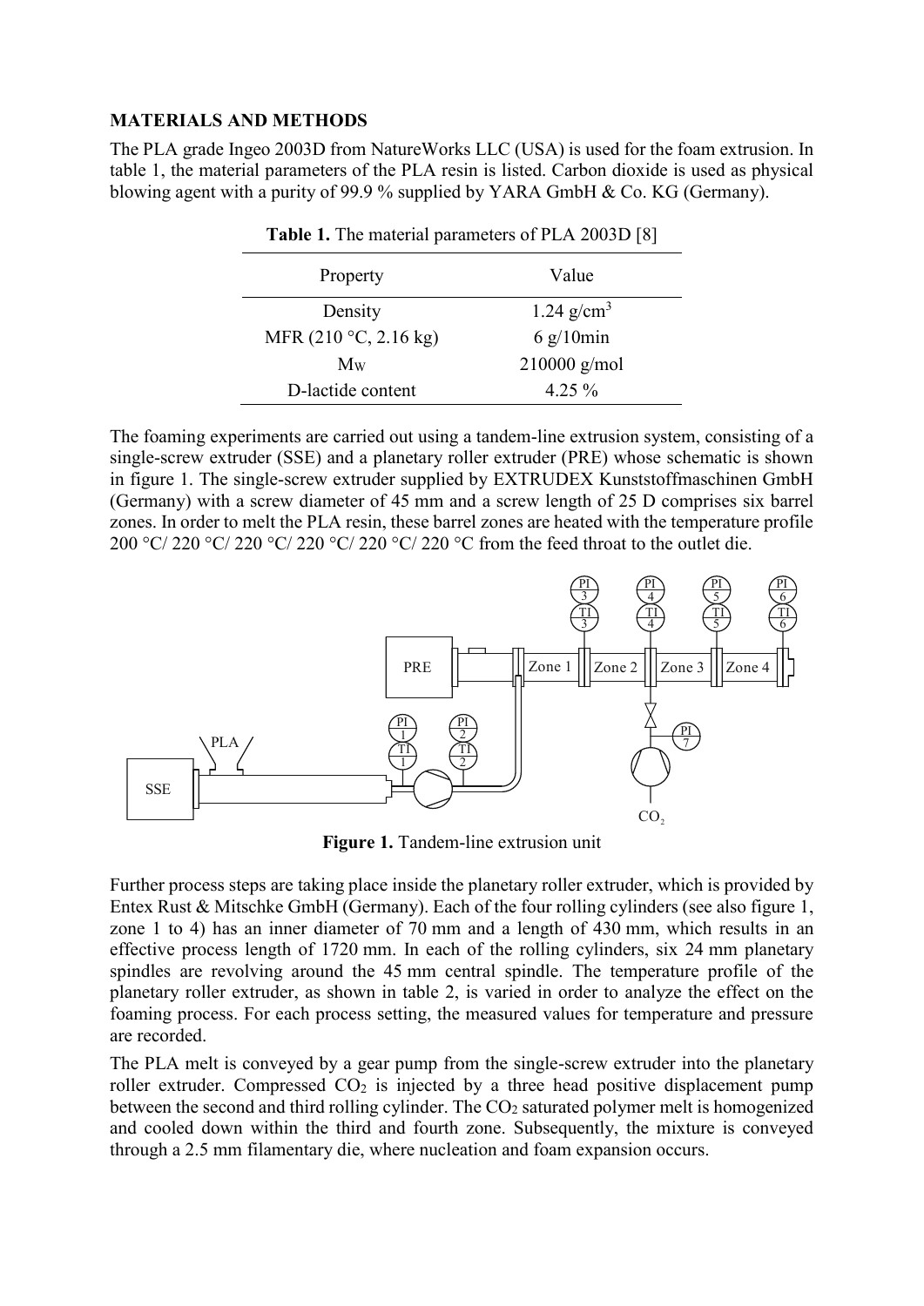## MATERIALS AND METHODS

The PLA grade Ingeo 2003D from NatureWorks LLC (USA) is used for the foam extrusion. In table 1, the material parameters of the PLA resin is listed. Carbon dioxide is used as physical blowing agent with a purity of 99.9 % supplied by YARA GmbH & Co. KG (Germany).

**Table 1.** The material parameters of PLA 2003D [8]

| Property | Value |
|---|---|
| Density | 1.24 g/cm$^3$ |
| MFR (210 °C, 2.16 kg) | 6 g/10min |
| $M_W$ | 210000 g/mol |
| D-lactide content | 4.25 % |

The foaming experiments are carried out using a tandem-line extrusion system, consisting of a single-screw extruder (SSE) and a planetary roller extruder (PRE) whose schematic is shown in figure 1. The single-screw extruder supplied by EXTRUDEX Kunststoffmaschinen GmbH (Germany) with a screw diameter of 45 mm and a screw length of 25 D comprises six barrel zones. In order to melt the PLA resin, these barrel zones are heated with the temperature profile 200 °C/ 220 °C/ 220 °C/ 220 °C/ 220 °C/ 220 °C from the feed throat to the outlet die.

**Figure 1.** Tandem-line extrusion unit

Further process steps are taking place inside the planetary roller extruder, which is provided by Entex Rust & Mitschke GmbH (Germany). Each of the four rolling cylinders (see also figure 1, zone 1 to 4) has an inner diameter of 70 mm and a length of 430 mm, which results in an effective process length of 1720 mm. In each of the rolling cylinders, six 24 mm planetary spindles are revolving around the 45 mm central spindle. The temperature profile of the planetary roller extruder, as shown in table 2, is varied in order to analyze the effect on the foaming process. For each process setting, the measured values for temperature and pressure are recorded.

The PLA melt is conveyed by a gear pump from the single-screw extruder into the planetary roller extruder. Compressed $CO_2$ is injected by a three head positive displacement pump between the second and third rolling cylinder. The $CO_2$ saturated polymer melt is homogenized and cooled down within the third and fourth zone. Subsequently, the mixture is conveyed through a 2.5 mm filamentary die, where nucleation and foam expansion occurs.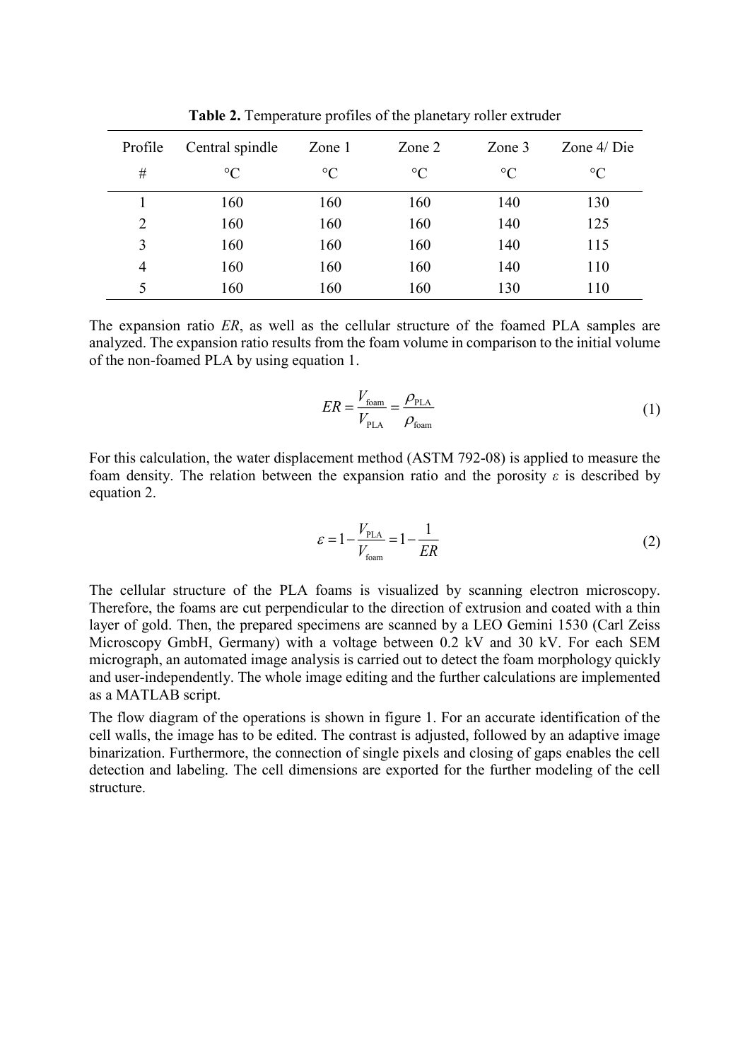**Table 2.** Temperature profiles of the planetary roller extruder

| Profile<br># | Central spindle<br>°C | Zone 1<br>°C | Zone 2<br>°C | Zone 3<br>°C | Zone 4/ Die<br>°C |
|---|---|---|---|---|---|
| 1 | 160 | 160 | 160 | 140 | 130 |
| 2 | 160 | 160 | 160 | 140 | 125 |
| 3 | 160 | 160 | 160 | 140 | 115 |
| 4 | 160 | 160 | 160 | 140 | 110 |
| 5 | 160 | 160 | 160 | 130 | 110 |

The expansion ratio *ER*, as well as the cellular structure of the foamed PLA samples are analyzed. The expansion ratio results from the foam volume in comparison to the initial volume of the non-foamed PLA by using equation 1.

$$ER = \frac{V_{\text{foam}}}{V_{\text{PLA}}} = \frac{\rho_{\text{PLA}}}{\rho_{\text{foam}}} \tag{1}$$

For this calculation, the water displacement method (ASTM 792-08) is applied to measure the foam density. The relation between the expansion ratio and the porosity $\varepsilon$ is described by equation 2.

$$\varepsilon = 1 - \frac{V_{\text{PLA}}}{V_{\text{foam}}} = 1 - \frac{1}{ER} \tag{2}$$

The cellular structure of the PLA foams is visualized by scanning electron microscopy. Therefore, the foams are cut perpendicular to the direction of extrusion and coated with a thin layer of gold. Then, the prepared specimens are scanned by a LEO Gemini 1530 (Carl Zeiss Microscopy GmbH, Germany) with a voltage between 0.2 kV and 30 kV. For each SEM micrograph, an automated image analysis is carried out to detect the foam morphology quickly and user-independently. The whole image editing and the further calculations are implemented as a MATLAB script.

The flow diagram of the operations is shown in figure 1. For an accurate identification of the cell walls, the image has to be edited. The contrast is adjusted, followed by an adaptive image binarization. Furthermore, the connection of single pixels and closing of gaps enables the cell detection and labeling. The cell dimensions are exported for the further modeling of the cell structure.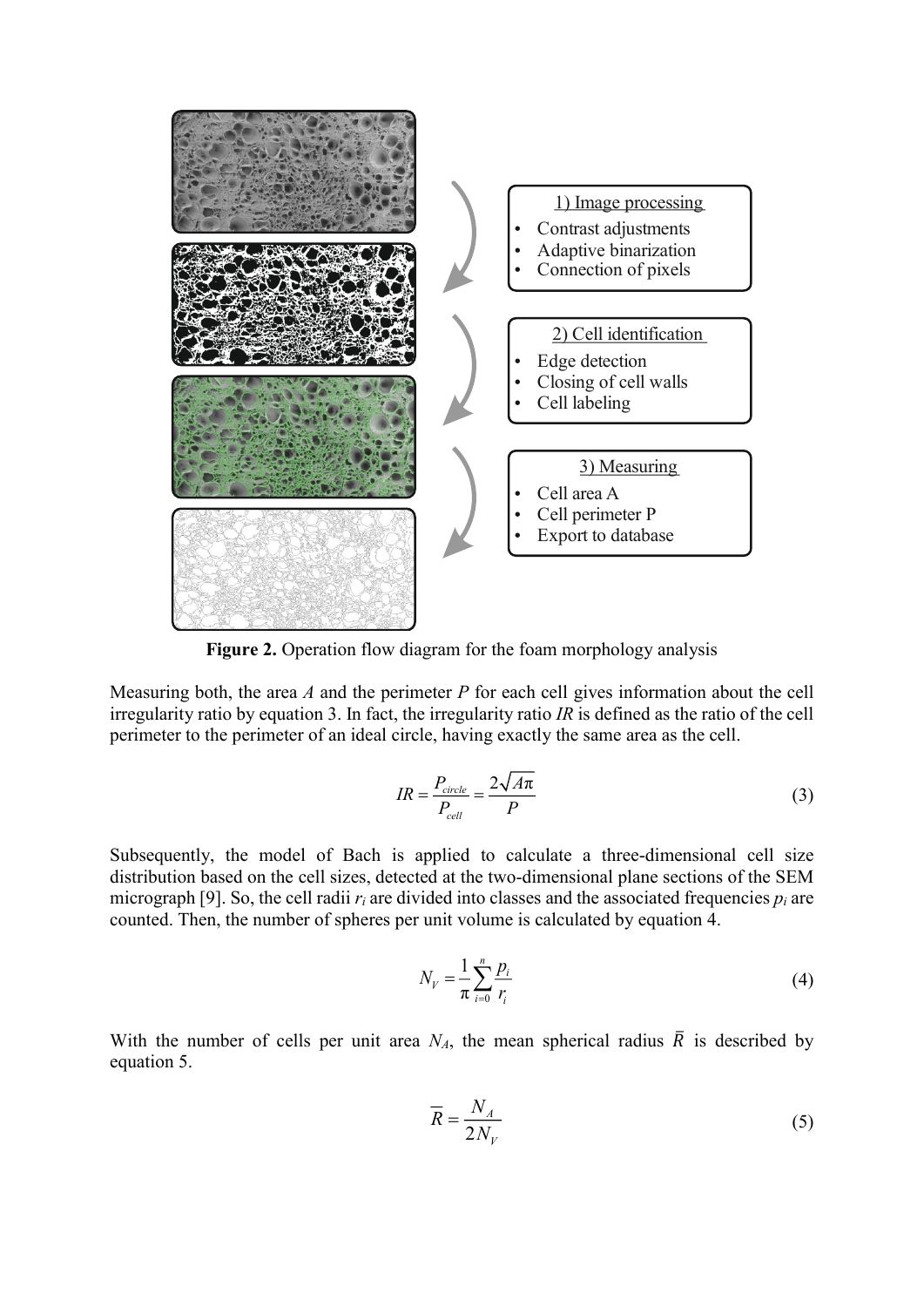1) Image processing
- Contrast adjustments
- Adaptive binarization
- Connection of pixels

2) Cell identification
- Edge detection
- Closing of cell walls
- Cell labeling

3) Measuring
- Cell area A
- Cell perimeter P
- Export to database

**Figure 2.** Operation flow diagram for the foam morphology analysis

Measuring both, the area $A$ and the perimeter $P$ for each cell gives information about the cell irregularity ratio by equation 3. In fact, the irregularity ratio $IR$ is defined as the ratio of the cell perimeter to the perimeter of an ideal circle, having exactly the same area as the cell.

$$IR = \frac{P_{circle}}{P_{cell}} = \frac{2\sqrt{A\pi}}{P} \tag{3}$$

Subsequently, the model of Bach is applied to calculate a three-dimensional cell size distribution based on the cell sizes, detected at the two-dimensional plane sections of the SEM micrograph [9]. So, the cell radii $r_i$ are divided into classes and the associated frequencies $p_i$ are counted. Then, the number of spheres per unit volume is calculated by equation 4.

$$N_V = \frac{1}{\pi} \sum_{i=0}^{n} \frac{p_i}{r_i} \tag{4}$$

With the number of cells per unit area $N_A$, the mean spherical radius $\bar{R}$ is described by equation 5.

$$\bar{R} = \frac{N_A}{2N_V} \tag{5}$$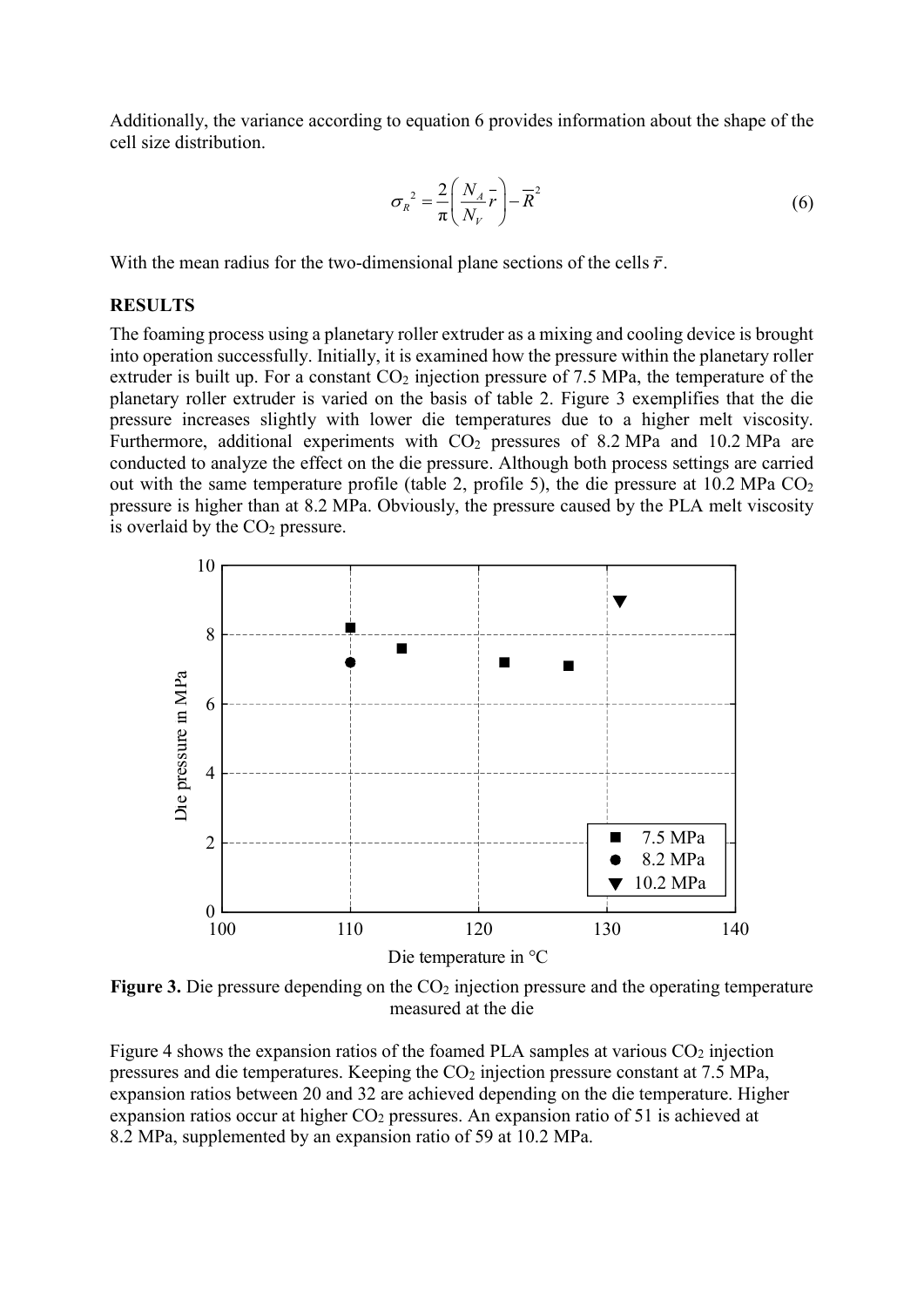Additionally, the variance according to equation 6 provides information about the shape of the cell size distribution.

$$\sigma_R^{\ 2} = \frac{2}{\pi}\left(\frac{N_A}{N_V}\bar{r}\right) - \bar{R}^2 \tag{6}$$

With the mean radius for the two-dimensional plane sections of the cells $\bar{r}$.

## RESULTS

The foaming process using a planetary roller extruder as a mixing and cooling device is brought into operation successfully. Initially, it is examined how the pressure within the planetary roller extruder is built up. For a constant $CO_2$ injection pressure of 7.5 MPa, the temperature of the planetary roller extruder is varied on the basis of table 2. Figure 3 exemplifies that the die pressure increases slightly with lower die temperatures due to a higher melt viscosity. Furthermore, additional experiments with $CO_2$ pressures of 8.2 MPa and 10.2 MPa are conducted to analyze the effect on the die pressure. Although both process settings are carried out with the same temperature profile (table 2, profile 5), the die pressure at 10.2 MPa $CO_2$ pressure is higher than at 8.2 MPa. Obviously, the pressure caused by the PLA melt viscosity is overlaid by the $CO_2$ pressure.

**Figure 3.** Die pressure depending on the $CO_2$ injection pressure and the operating temperature measured at the die

Figure 4 shows the expansion ratios of the foamed PLA samples at various $CO_2$ injection pressures and die temperatures. Keeping the $CO_2$ injection pressure constant at 7.5 MPa, expansion ratios between 20 and 32 are achieved depending on the die temperature. Higher expansion ratios occur at higher $CO_2$ pressures. An expansion ratio of 51 is achieved at 8.2 MPa, supplemented by an expansion ratio of 59 at 10.2 MPa.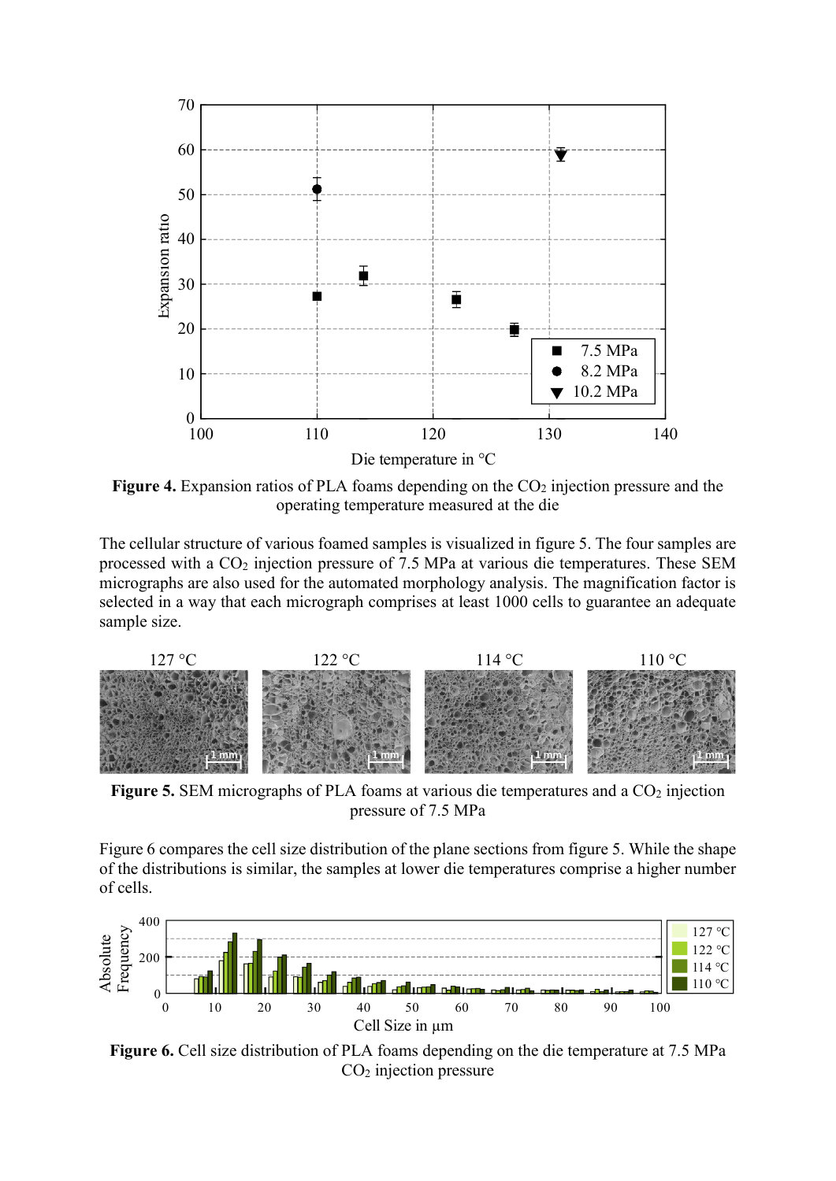**Figure 4.** Expansion ratios of PLA foams depending on the $CO_2$ injection pressure and the operating temperature measured at the die

The cellular structure of various foamed samples is visualized in figure 5. The four samples are processed with a $CO_2$ injection pressure of 7.5 MPa at various die temperatures. These SEM micrographs are also used for the automated morphology analysis. The magnification factor is selected in a way that each micrograph comprises at least 1000 cells to guarantee an adequate sample size.

**Figure 5.** SEM micrographs of PLA foams at various die temperatures and a $CO_2$ injection pressure of 7.5 MPa

Figure 6 compares the cell size distribution of the plane sections from figure 5. While the shape of the distributions is similar, the samples at lower die temperatures comprise a higher number of cells.

**Figure 6.** Cell size distribution of PLA foams depending on the die temperature at 7.5 MPa $CO_2$ injection pressure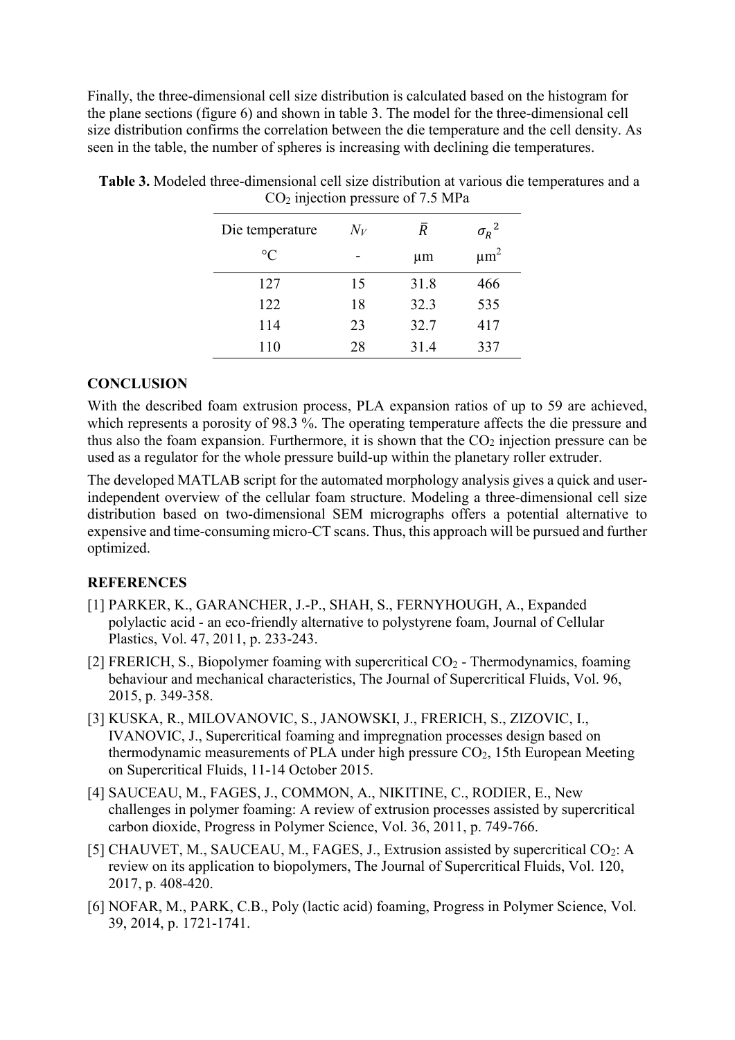Finally, the three-dimensional cell size distribution is calculated based on the histogram for the plane sections (figure 6) and shown in table 3. The model for the three-dimensional cell size distribution confirms the correlation between the die temperature and the cell density. As seen in the table, the number of spheres is increasing with declining die temperatures.

**Table 3.** Modeled three-dimensional cell size distribution at various die temperatures and a $CO_2$ injection pressure of 7.5 MPa

| Die temperature | $N_V$ | $\bar{R}$ | ${\sigma_R}^2$ |
|---|---|---|---|
| °C | - | µm | µm$^2$ |
| 127 | 15 | 31.8 | 466 |
| 122 | 18 | 32.3 | 535 |
| 114 | 23 | 32.7 | 417 |
| 110 | 28 | 31.4 | 337 |

## CONCLUSION

With the described foam extrusion process, PLA expansion ratios of up to 59 are achieved, which represents a porosity of 98.3 %. The operating temperature affects the die pressure and thus also the foam expansion. Furthermore, it is shown that the $CO_2$ injection pressure can be used as a regulator for the whole pressure build-up within the planetary roller extruder.

The developed MATLAB script for the automated morphology analysis gives a quick and user-independent overview of the cellular foam structure. Modeling a three-dimensional cell size distribution based on two-dimensional SEM micrographs offers a potential alternative to expensive and time-consuming micro-CT scans. Thus, this approach will be pursued and further optimized.

## REFERENCES

[1] PARKER, K., GARANCHER, J.-P., SHAH, S., FERNYHOUGH, A., Expanded polylactic acid - an eco-friendly alternative to polystyrene foam, Journal of Cellular Plastics, Vol. 47, 2011, p. 233-243.

[2] FRERICH, S., Biopolymer foaming with supercritical $CO_2$ - Thermodynamics, foaming behaviour and mechanical characteristics, The Journal of Supercritical Fluids, Vol. 96, 2015, p. 349-358.

[3] KUSKA, R., MILOVANOVIC, S., JANOWSKI, J., FRERICH, S., ZIZOVIC, I., IVANOVIC, J., Supercritical foaming and impregnation processes design based on thermodynamic measurements of PLA under high pressure $CO_2$, 15th European Meeting on Supercritical Fluids, 11-14 October 2015.

[4] SAUCEAU, M., FAGES, J., COMMON, A., NIKITINE, C., RODIER, E., New challenges in polymer foaming: A review of extrusion processes assisted by supercritical carbon dioxide, Progress in Polymer Science, Vol. 36, 2011, p. 749-766.

[5] CHAUVET, M., SAUCEAU, M., FAGES, J., Extrusion assisted by supercritical $CO_2$: A review on its application to biopolymers, The Journal of Supercritical Fluids, Vol. 120, 2017, p. 408-420.

[6] NOFAR, M., PARK, C.B., Poly (lactic acid) foaming, Progress in Polymer Science, Vol. 39, 2014, p. 1721-1741.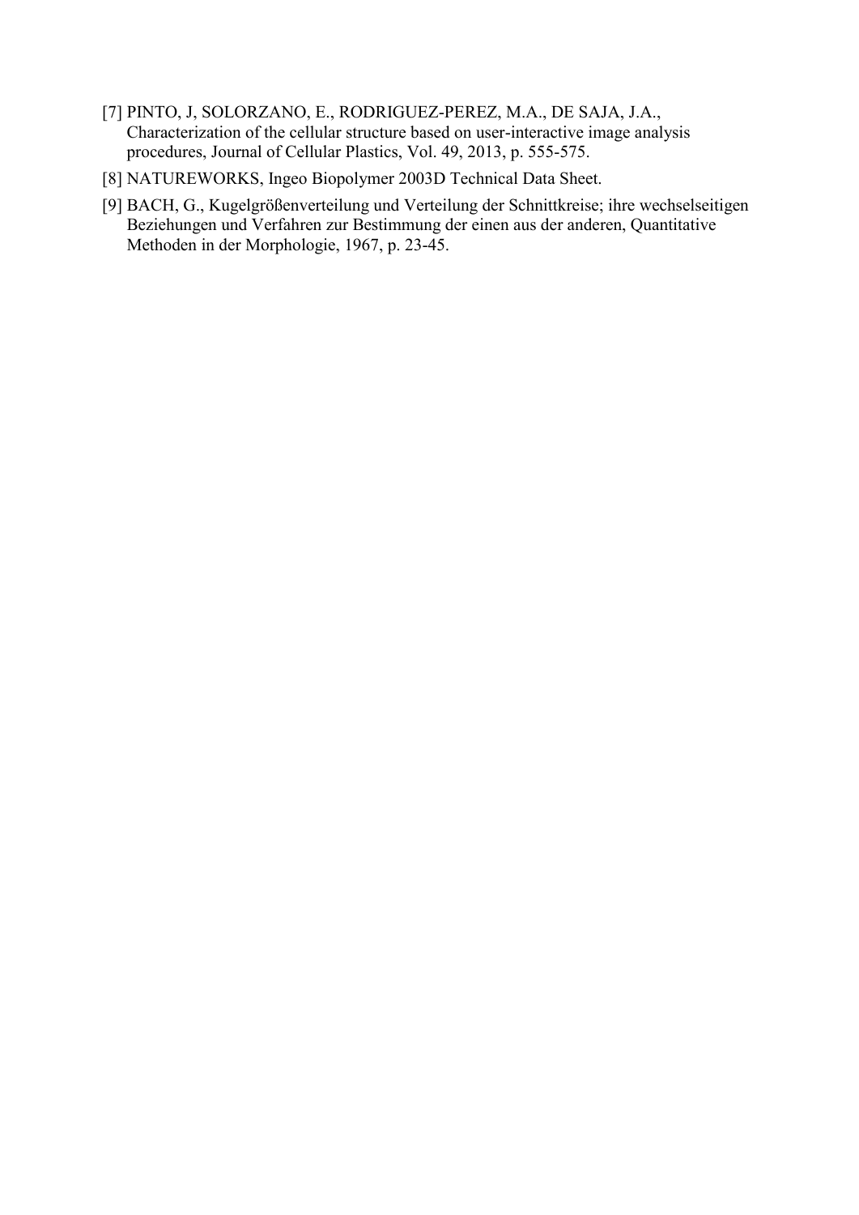[7] PINTO, J, SOLORZANO, E., RODRIGUEZ-PEREZ, M.A., DE SAJA, J.A., Characterization of the cellular structure based on user-interactive image analysis procedures, Journal of Cellular Plastics, Vol. 49, 2013, p. 555-575.

[8] NATUREWORKS, Ingeo Biopolymer 2003D Technical Data Sheet.

[9] BACH, G., Kugelgrößenverteilung und Verteilung der Schnittkreise; ihre wechselseitigen Beziehungen und Verfahren zur Bestimmung der einen aus der anderen, Quantitative Methoden in der Morphologie, 1967, p. 23-45.